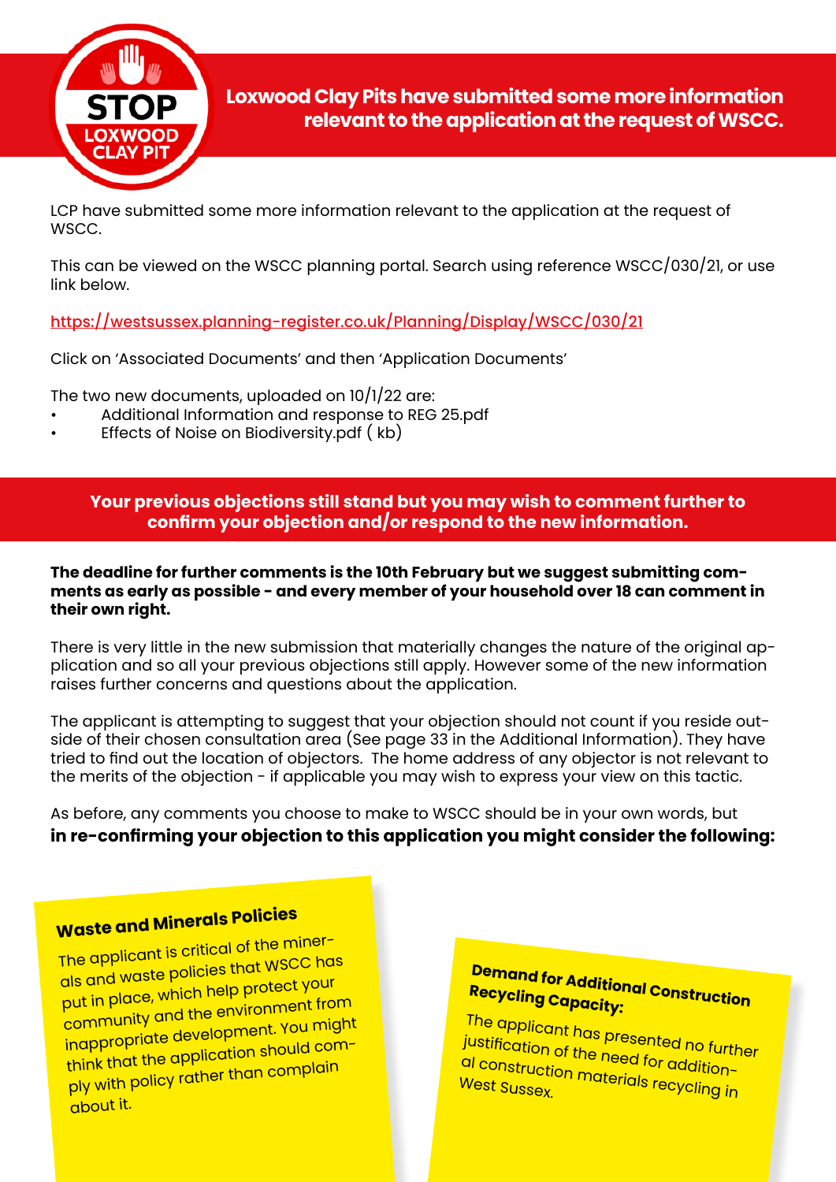STOP LOXWOOD CLAY PIT

# Loxwood Clay Pits have submitted some more information relevant to the application at the request of WSCC.

LCP have submitted some more information relevant to the application at the request of WSCC.

This can be viewed on the WSCC planning portal. Search using reference WSCC/030/21, or use link below.

https://westsussex.planning-register.co.uk/Planning/Display/WSCC/030/21

Click on 'Associated Documents' and then 'Application Documents'

The two new documents, uploaded on 10/1/22 are:

- Additional Information and response to REG 25.pdf
- Effects of Noise on Biodiversity.pdf ( kb)

## Your previous objections still stand but you may wish to comment further to confirm your objection and/or respond to the new information.

**The deadline for further comments is the 10th February but we suggest submitting comments as early as possible - and every member of your household over 18 can comment in their own right.**

There is very little in the new submission that materially changes the nature of the original application and so all your previous objections still apply. However some of the new information raises further concerns and questions about the application.

The applicant is attempting to suggest that your objection should not count if you reside outside of their chosen consultation area (See page 33 in the Additional Information). They have tried to find out the location of objectors. The home address of any objector is not relevant to the merits of the objection - if applicable you may wish to express your view on this tactic.

As before, any comments you choose to make to WSCC should be in your own words, but **in re-confirming your objection to this application you might consider the following:**

### Waste and Minerals Policies

The applicant is critical of the minerals and waste policies that WSCC has put in place, which help protect your community and the environment from inappropriate development. You might think that the application should comply with policy rather than complain about it.

### Demand for Additional Construction Recycling Capacity:

The applicant has presented no further justification of the need for additional construction materials recycling in West Sussex.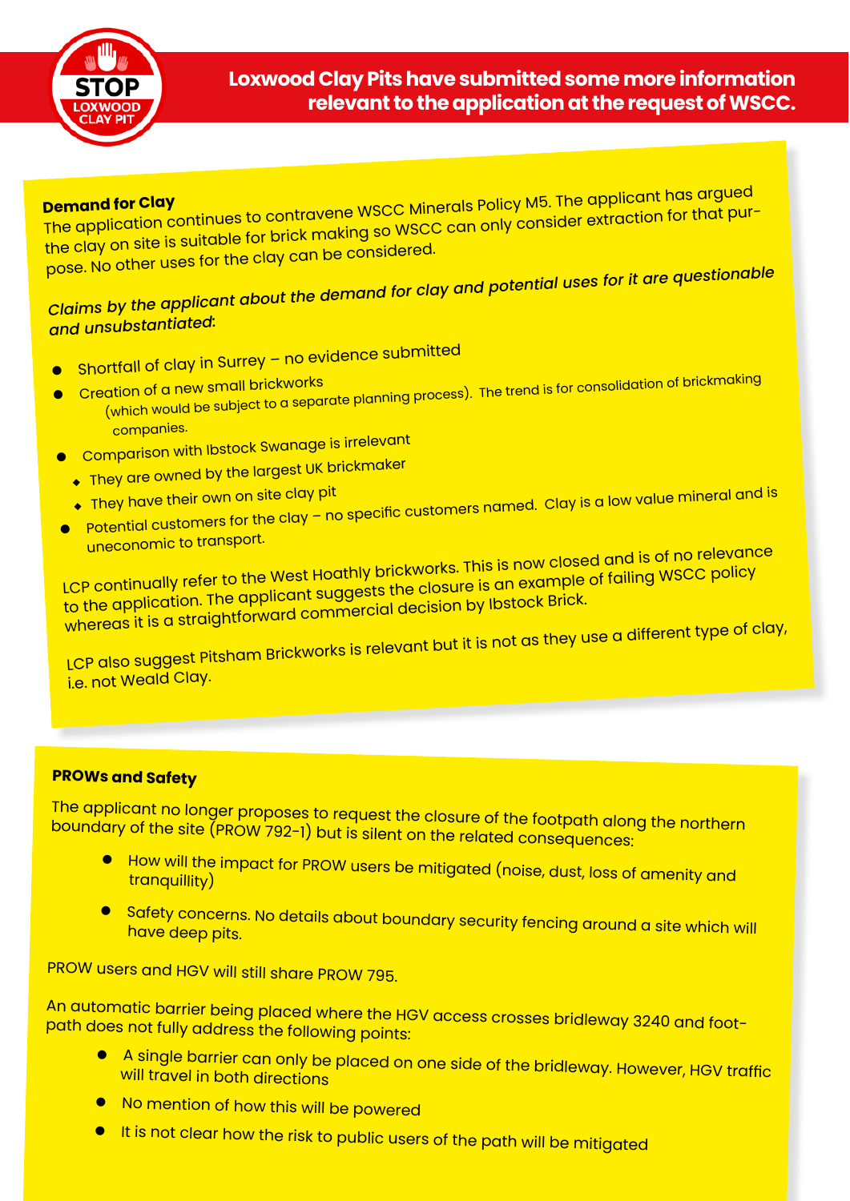**Loxwood Clay Pits have submitted some more information relevant to the application at the request of WSCC.**

**Demand for Clay**

The application continues to contravene WSCC Minerals Policy M5. The applicant has argued the clay on site is suitable for brick making so WSCC can only consider extraction for that purpose. No other uses for the clay can be considered.

***Claims by the applicant about the demand for clay and potential uses for it are questionable and unsubstantiated:***

- Shortfall of clay in Surrey – no evidence submitted
- Creation of a new small brickworks (which would be subject to a separate planning process). The trend is for consolidation of brickmaking companies.
- Comparison with Ibstock Swanage is irrelevant
  - They are owned by the largest UK brickmaker
  - They have their own on site clay pit
- Potential customers for the clay – no specific customers named. Clay is a low value mineral and is uneconomic to transport.

LCP continually refer to the West Hoathly brickworks. This is now closed and is of no relevance to the application. The applicant suggests the closure is an example of failing WSCC policy whereas it is a straightforward commercial decision by Ibstock Brick.

LCP also suggest Pitsham Brickworks is relevant but it is not as they use a different type of clay, i.e. not Weald Clay.

**PROWs and Safety**

The applicant no longer proposes to request the closure of the footpath along the northern boundary of the site (PROW 792-1) but is silent on the related consequences:

- How will the impact for PROW users be mitigated (noise, dust, loss of amenity and tranquillity)
- Safety concerns. No details about boundary security fencing around a site which will have deep pits.

PROW users and HGV will still share PROW 795.

An automatic barrier being placed where the HGV access crosses bridleway 3240 and footpath does not fully address the following points:

- A single barrier can only be placed on one side of the bridleway. However, HGV traffic will travel in both directions
- No mention of how this will be powered
- It is not clear how the risk to public users of the path will be mitigated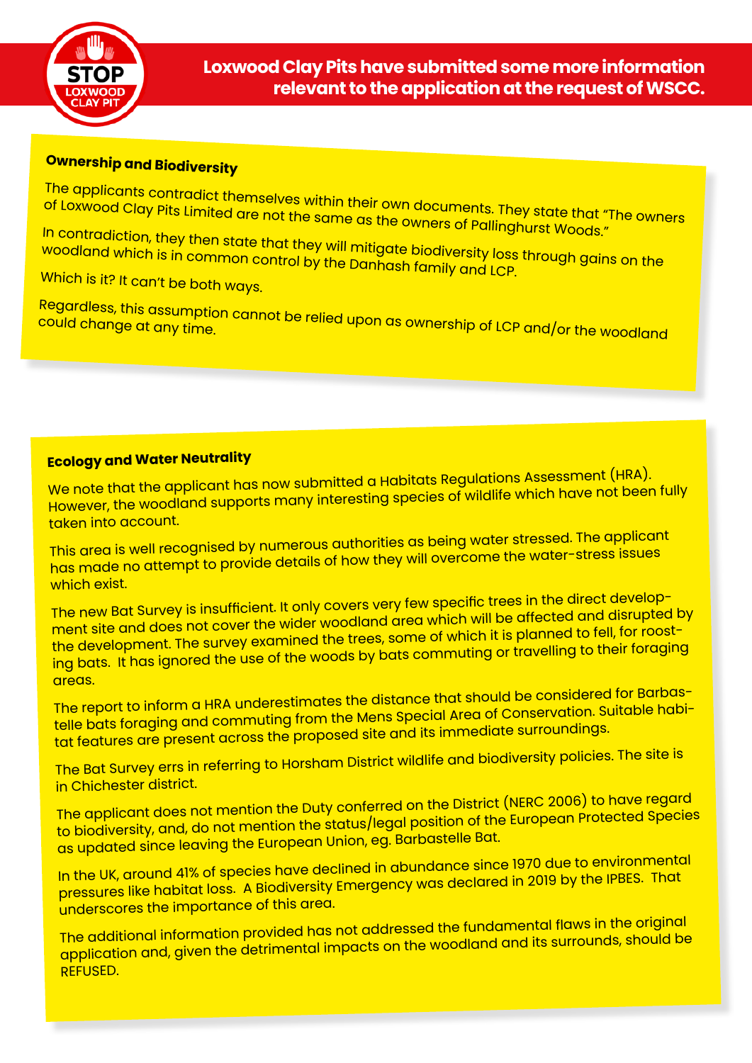STOP LOXWOOD CLAY PIT

**Loxwood Clay Pits have submitted some more information relevant to the application at the request of WSCC.**

## Ownership and Biodiversity

The applicants contradict themselves within their own documents. They state that "The owners of Loxwood Clay Pits Limited are not the same as the owners of Pallinghurst Woods."

In contradiction, they then state that they will mitigate biodiversity loss through gains on the woodland which is in common control by the Danhash family and LCP.

Which is it? It can't be both ways.

Regardless, this assumption cannot be relied upon as ownership of LCP and/or the woodland could change at any time.

## Ecology and Water Neutrality

We note that the applicant has now submitted a Habitats Regulations Assessment (HRA). However, the woodland supports many interesting species of wildlife which have not been fully taken into account.

This area is well recognised by numerous authorities as being water stressed. The applicant has made no attempt to provide details of how they will overcome the water-stress issues which exist.

The new Bat Survey is insufficient. It only covers very few specific trees in the direct development site and does not cover the wider woodland area which will be affected and disrupted by the development. The survey examined the trees, some of which it is planned to fell, for roosting bats. It has ignored the use of the woods by bats commuting or travelling to their foraging areas.

The report to inform a HRA underestimates the distance that should be considered for Barbastelle bats foraging and commuting from the Mens Special Area of Conservation. Suitable habitat features are present across the proposed site and its immediate surroundings.

The Bat Survey errs in referring to Horsham District wildlife and biodiversity policies. The site is in Chichester district.

The applicant does not mention the Duty conferred on the District (NERC 2006) to have regard to biodiversity, and, do not mention the status/legal position of the European Protected Species as updated since leaving the European Union, eg. Barbastelle Bat.

In the UK, around 41% of species have declined in abundance since 1970 due to environmental pressures like habitat loss. A Biodiversity Emergency was declared in 2019 by the IPBES. That underscores the importance of this area.

The additional information provided has not addressed the fundamental flaws in the original application and, given the detrimental impacts on the woodland and its surrounds, should be REFUSED.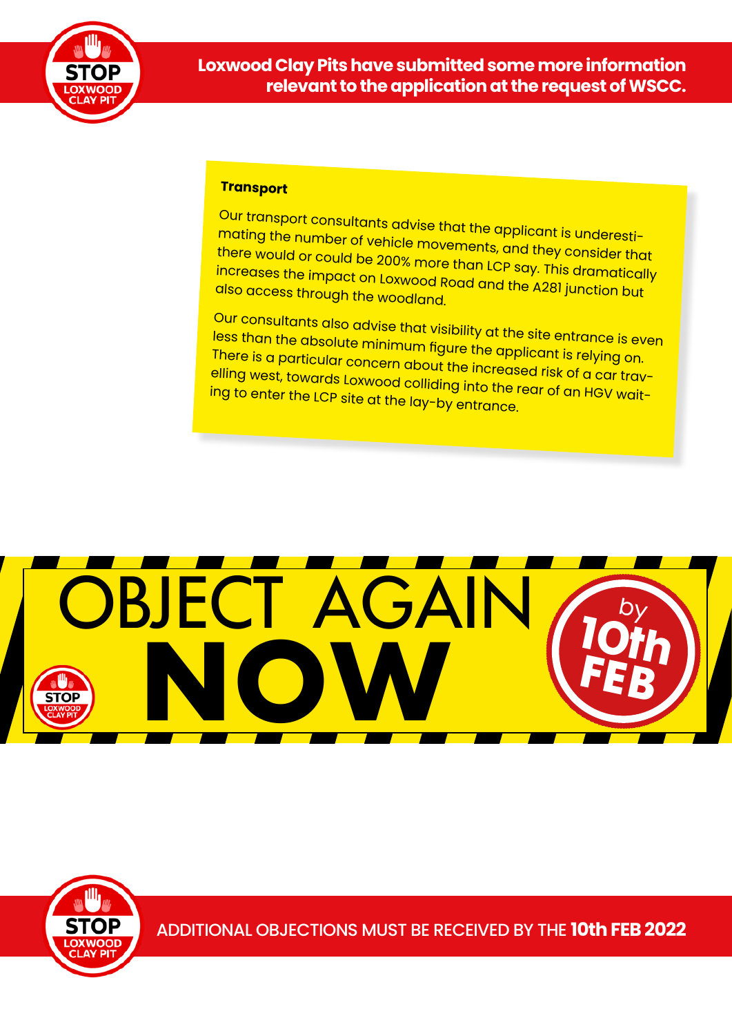**Loxwood Clay Pits have submitted some more information relevant to the application at the request of WSCC.**

### Transport

Our transport consultants advise that the applicant is underestimating the number of vehicle movements, and they consider that there would or could be 200% more than LCP say. This dramatically increases the impact on Loxwood Road and the A281 junction but also access through the woodland.

Our consultants also advise that visibility at the site entrance is even less than the absolute minimum figure the applicant is relying on. There is a particular concern about the increased risk of a car travelling west, towards Loxwood colliding into the rear of an HGV waiting to enter the LCP site at the lay-by entrance.

# OBJECT AGAIN NOW

**by 10th FEB**

ADDITIONAL OBJECTIONS MUST BE RECEIVED BY THE **10th FEB 2022**